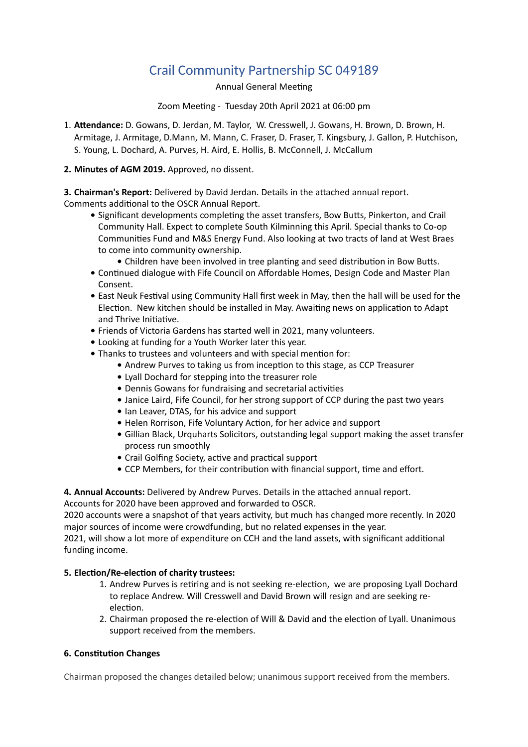# Crail Community Partnership SC 049189

Annual General Meeting

Zoom Meeting - Tuesday 20th April 2021 at 06:00 pm

1. **Attendance:** D. Gowans, D. Jerdan, M. Taylor, W. Cresswell, J. Gowans, H. Brown, D. Brown, H. Armitage, J. Armitage, D.Mann, M. Mann, C. Fraser, D. Fraser, T. Kingsbury, J. Gallon, P. Hutchison, S. Young, L. Dochard, A. Purves, H. Aird, E. Hollis, B. McConnell, J. McCallum

**2. Minutes of AGM 2019.** Approved, no dissent.

**3. Chairman's Report:** Delivered by David Jerdan. Details in the attached annual report.
Comments additional to the OSCR Annual Report.

- Significant developments completing the asset transfers, Bow Butts, Pinkerton, and Crail Community Hall. Expect to complete South Kilminning this April. Special thanks to Co-op Communities Fund and M&S Energy Fund. Also looking at two tracts of land at West Braes to come into community ownership.
  - Children have been involved in tree planting and seed distribution in Bow Butts.
- Continued dialogue with Fife Council on Affordable Homes, Design Code and Master Plan Consent.
- East Neuk Festival using Community Hall first week in May, then the hall will be used for the Election. New kitchen should be installed in May. Awaiting news on application to Adapt and Thrive Initiative.
- Friends of Victoria Gardens has started well in 2021, many volunteers.
- Looking at funding for a Youth Worker later this year.
- Thanks to trustees and volunteers and with special mention for:
  - Andrew Purves to taking us from inception to this stage, as CCP Treasurer
  - Lyall Dochard for stepping into the treasurer role
  - Dennis Gowans for fundraising and secretarial activities
  - Janice Laird, Fife Council, for her strong support of CCP during the past two years
  - Ian Leaver, DTAS, for his advice and support
  - Helen Rorrison, Fife Voluntary Action, for her advice and support
  - Gillian Black, Urquharts Solicitors, outstanding legal support making the asset transfer process run smoothly
  - Crail Golfing Society, active and practical support
  - CCP Members, for their contribution with financial support, time and effort.

**4. Annual Accounts:** Delivered by Andrew Purves. Details in the attached annual report.
Accounts for 2020 have been approved and forwarded to OSCR.
2020 accounts were a snapshot of that years activity, but much has changed more recently. In 2020 major sources of income were crowdfunding, but no related expenses in the year.
2021, will show a lot more of expenditure on CCH and the land assets, with significant additional funding income.

**5. Election/Re-election of charity trustees:**

1. Andrew Purves is retiring and is not seeking re-election, we are proposing Lyall Dochard to replace Andrew. Will Cresswell and David Brown will resign and are seeking re-election.
2. Chairman proposed the re-election of Will & David and the election of Lyall. Unanimous support received from the members.

**6. Constitution Changes**

Chairman proposed the changes detailed below; unanimous support received from the members.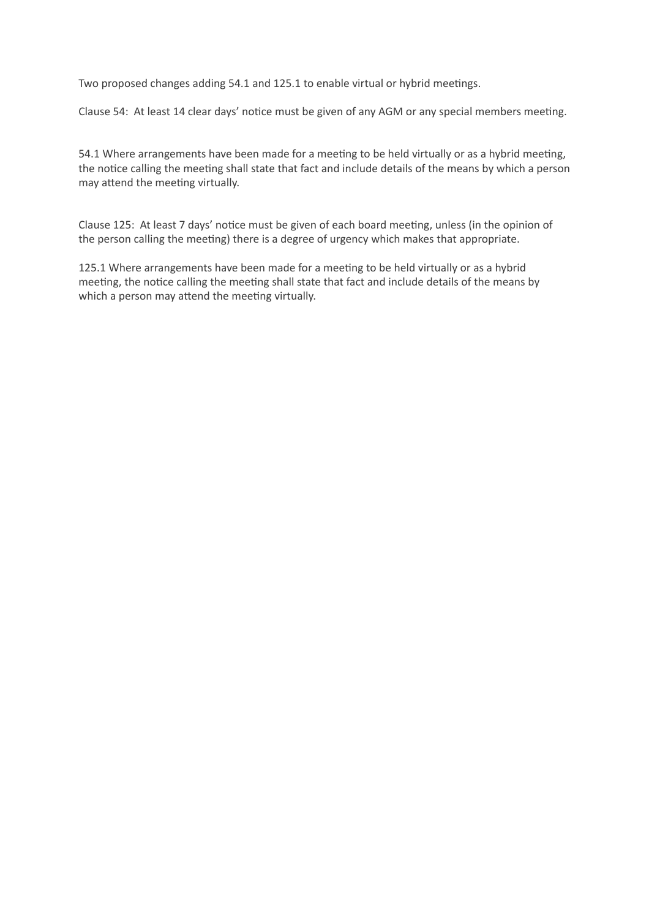Two proposed changes adding 54.1 and 125.1 to enable virtual or hybrid meetings.

Clause 54: At least 14 clear days' notice must be given of any AGM or any special members meeting.

54.1 Where arrangements have been made for a meeting to be held virtually or as a hybrid meeting, the notice calling the meeting shall state that fact and include details of the means by which a person may attend the meeting virtually.

Clause 125: At least 7 days' notice must be given of each board meeting, unless (in the opinion of the person calling the meeting) there is a degree of urgency which makes that appropriate.

125.1 Where arrangements have been made for a meeting to be held virtually or as a hybrid meeting, the notice calling the meeting shall state that fact and include details of the means by which a person may attend the meeting virtually.